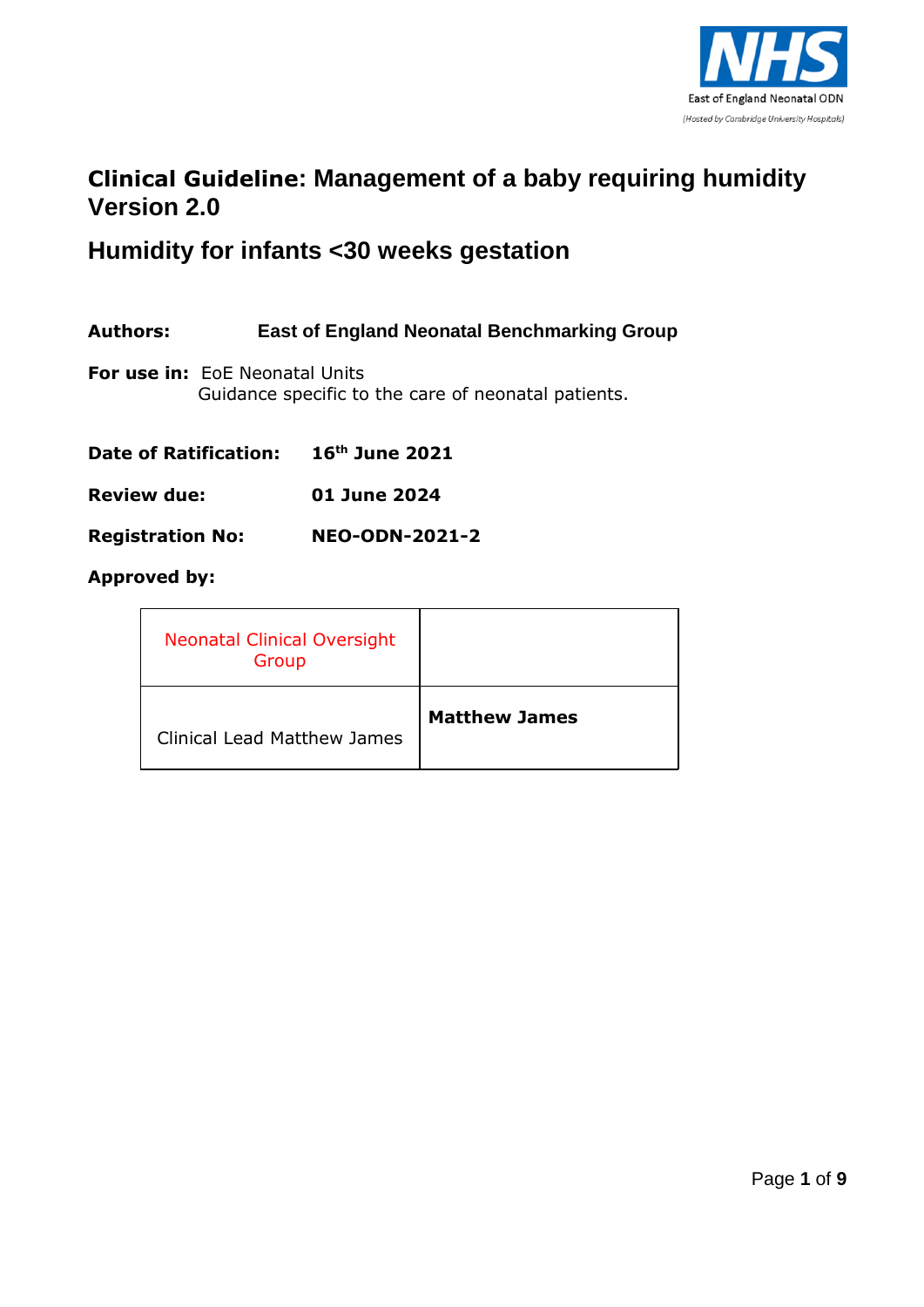# Clinical Guideline: Management of a baby requiring humidity Version 2.0

## Humidity for infants <30 weeks gestation

**Authors:** **East of England Neonatal Benchmarking Group**

**For use in:** EoE Neonatal Units
Guidance specific to the care of neonatal patients.

**Date of Ratification:** **16th June 2021**

**Review due:** **01 June 2024**

**Registration No:** **NEO-ODN-2021-2**

**Approved by:**

| | |
|---|---|
| Neonatal Clinical Oversight Group | |
| Clinical Lead Matthew James | **Matthew James** |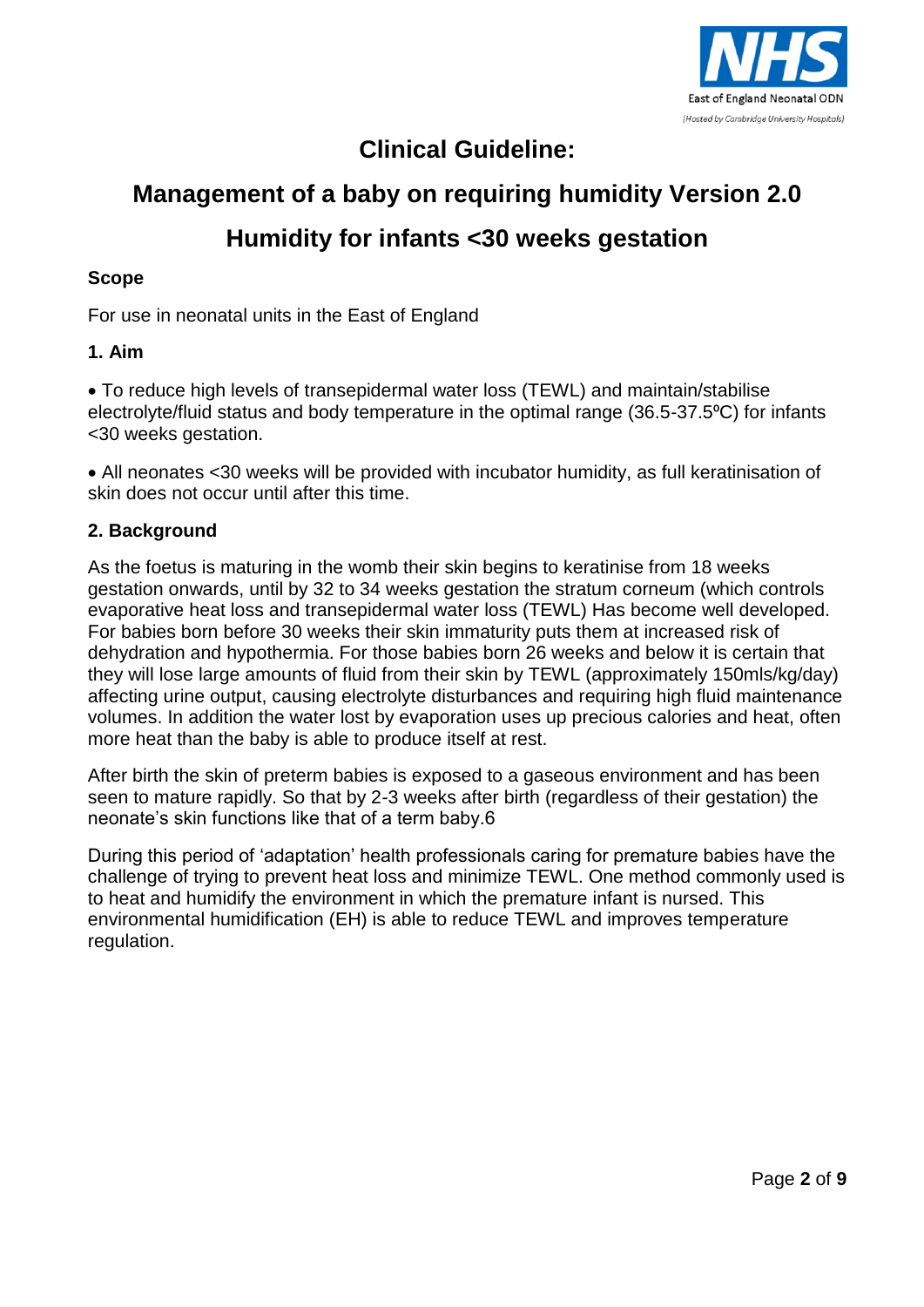# Clinical Guideline:

## Management of a baby on requiring humidity Version 2.0

## Humidity for infants <30 weeks gestation

### Scope

For use in neonatal units in the East of England

### 1. Aim

- To reduce high levels of transepidermal water loss (TEWL) and maintain/stabilise electrolyte/fluid status and body temperature in the optimal range (36.5-37.5ºC) for infants <30 weeks gestation.

- All neonates <30 weeks will be provided with incubator humidity, as full keratinisation of skin does not occur until after this time.

### 2. Background

As the foetus is maturing in the womb their skin begins to keratinise from 18 weeks gestation onwards, until by 32 to 34 weeks gestation the stratum corneum (which controls evaporative heat loss and transepidermal water loss (TEWL) Has become well developed. For babies born before 30 weeks their skin immaturity puts them at increased risk of dehydration and hypothermia. For those babies born 26 weeks and below it is certain that they will lose large amounts of fluid from their skin by TEWL (approximately 150mls/kg/day) affecting urine output, causing electrolyte disturbances and requiring high fluid maintenance volumes. In addition the water lost by evaporation uses up precious calories and heat, often more heat than the baby is able to produce itself at rest.

After birth the skin of preterm babies is exposed to a gaseous environment and has been seen to mature rapidly. So that by 2-3 weeks after birth (regardless of their gestation) the neonate's skin functions like that of a term baby.6

During this period of 'adaptation' health professionals caring for premature babies have the challenge of trying to prevent heat loss and minimize TEWL. One method commonly used is to heat and humidify the environment in which the premature infant is nursed. This environmental humidification (EH) is able to reduce TEWL and improves temperature regulation.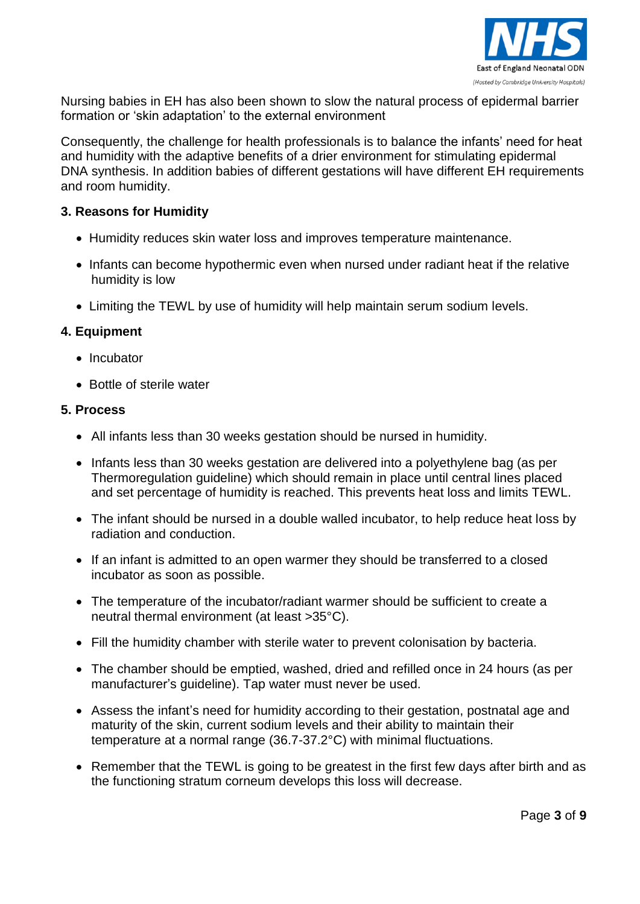Nursing babies in EH has also been shown to slow the natural process of epidermal barrier formation or 'skin adaptation' to the external environment

Consequently, the challenge for health professionals is to balance the infants' need for heat and humidity with the adaptive benefits of a drier environment for stimulating epidermal DNA synthesis. In addition babies of different gestations will have different EH requirements and room humidity.

## 3. Reasons for Humidity

- Humidity reduces skin water loss and improves temperature maintenance.
- Infants can become hypothermic even when nursed under radiant heat if the relative humidity is low
- Limiting the TEWL by use of humidity will help maintain serum sodium levels.

## 4. Equipment

- Incubator
- Bottle of sterile water

## 5. Process

- All infants less than 30 weeks gestation should be nursed in humidity.
- Infants less than 30 weeks gestation are delivered into a polyethylene bag (as per Thermoregulation guideline) which should remain in place until central lines placed and set percentage of humidity is reached. This prevents heat loss and limits TEWL.
- The infant should be nursed in a double walled incubator, to help reduce heat loss by radiation and conduction.
- If an infant is admitted to an open warmer they should be transferred to a closed incubator as soon as possible.
- The temperature of the incubator/radiant warmer should be sufficient to create a neutral thermal environment (at least >35°C).
- Fill the humidity chamber with sterile water to prevent colonisation by bacteria.
- The chamber should be emptied, washed, dried and refilled once in 24 hours (as per manufacturer's guideline). Tap water must never be used.
- Assess the infant's need for humidity according to their gestation, postnatal age and maturity of the skin, current sodium levels and their ability to maintain their temperature at a normal range (36.7-37.2°C) with minimal fluctuations.
- Remember that the TEWL is going to be greatest in the first few days after birth and as the functioning stratum corneum develops this loss will decrease.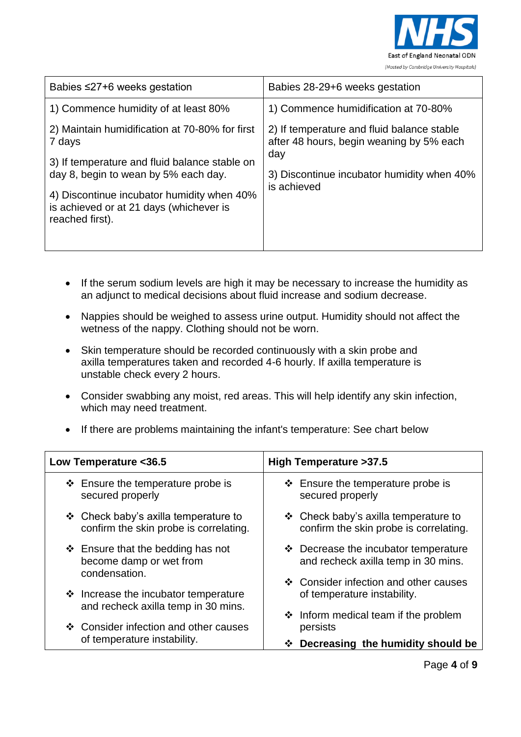| Babies ≤27+6 weeks gestation | Babies 28-29+6 weeks gestation |
|---|---|
| 1) Commence humidity of at least 80%<br><br>2) Maintain humidification at 70-80% for first 7 days<br><br>3) If temperature and fluid balance stable on day 8, begin to wean by 5% each day.<br><br>4) Discontinue incubator humidity when 40% is achieved or at 21 days (whichever is reached first). | 1) Commence humidification at 70-80%<br><br>2) If temperature and fluid balance stable after 48 hours, begin weaning by 5% each day<br><br>3) Discontinue incubator humidity when 40% is achieved |

- If the serum sodium levels are high it may be necessary to increase the humidity as an adjunct to medical decisions about fluid increase and sodium decrease.
- Nappies should be weighed to assess urine output. Humidity should not affect the wetness of the nappy. Clothing should not be worn.
- Skin temperature should be recorded continuously with a skin probe and axilla temperatures taken and recorded 4-6 hourly. If axilla temperature is unstable check every 2 hours.
- Consider swabbing any moist, red areas. This will help identify any skin infection, which may need treatment.
- If there are problems maintaining the infant's temperature: See chart below

| **Low Temperature <36.5** | **High Temperature >37.5** |
|---|---|
| ❖ Ensure the temperature probe is secured properly<br><br>❖ Check baby's axilla temperature to confirm the skin probe is correlating.<br><br>❖ Ensure that the bedding has not become damp or wet from condensation.<br><br>❖ Increase the incubator temperature and recheck axilla temp in 30 mins.<br><br>❖ Consider infection and other causes of temperature instability. | ❖ Ensure the temperature probe is secured properly<br><br>❖ Check baby's axilla temperature to confirm the skin probe is correlating.<br><br>❖ Decrease the incubator temperature and recheck axilla temp in 30 mins.<br><br>❖ Consider infection and other causes of temperature instability.<br><br>❖ Inform medical team if the problem persists<br><br>❖ **Decreasing the humidity should be** |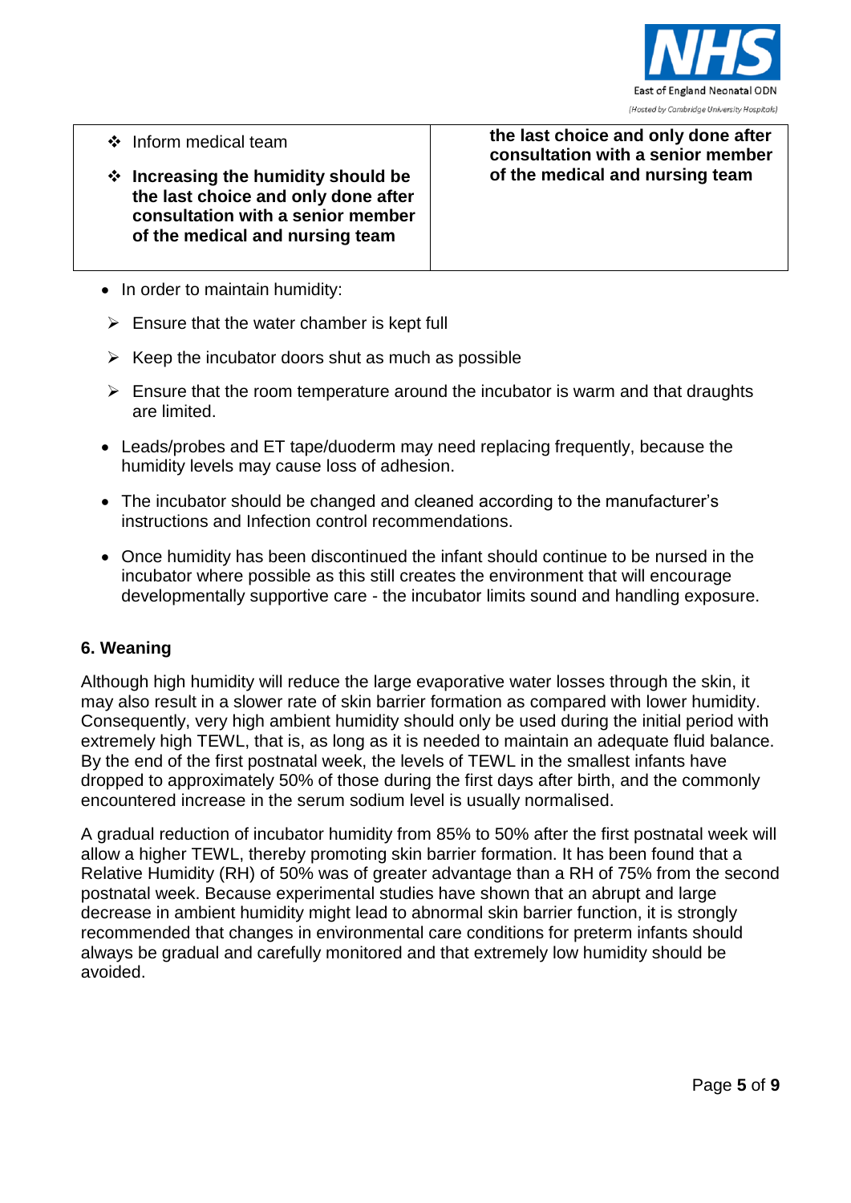| | |
|---|---|
| ❖ Inform medical team<br>❖ **Increasing the humidity should be the last choice and only done after consultation with a senior member of the medical and nursing team** | **the last choice and only done after consultation with a senior member of the medical and nursing team** |

- In order to maintain humidity:
  - Ensure that the water chamber is kept full
  - Keep the incubator doors shut as much as possible
  - Ensure that the room temperature around the incubator is warm and that draughts are limited.
- Leads/probes and ET tape/duoderm may need replacing frequently, because the humidity levels may cause loss of adhesion.
- The incubator should be changed and cleaned according to the manufacturer's instructions and Infection control recommendations.
- Once humidity has been discontinued the infant should continue to be nursed in the incubator where possible as this still creates the environment that will encourage developmentally supportive care - the incubator limits sound and handling exposure.

## 6. Weaning

Although high humidity will reduce the large evaporative water losses through the skin, it may also result in a slower rate of skin barrier formation as compared with lower humidity. Consequently, very high ambient humidity should only be used during the initial period with extremely high TEWL, that is, as long as it is needed to maintain an adequate fluid balance. By the end of the first postnatal week, the levels of TEWL in the smallest infants have dropped to approximately 50% of those during the first days after birth, and the commonly encountered increase in the serum sodium level is usually normalised.

A gradual reduction of incubator humidity from 85% to 50% after the first postnatal week will allow a higher TEWL, thereby promoting skin barrier formation. It has been found that a Relative Humidity (RH) of 50% was of greater advantage than a RH of 75% from the second postnatal week. Because experimental studies have shown that an abrupt and large decrease in ambient humidity might lead to abnormal skin barrier function, it is strongly recommended that changes in environmental care conditions for preterm infants should always be gradual and carefully monitored and that extremely low humidity should be avoided.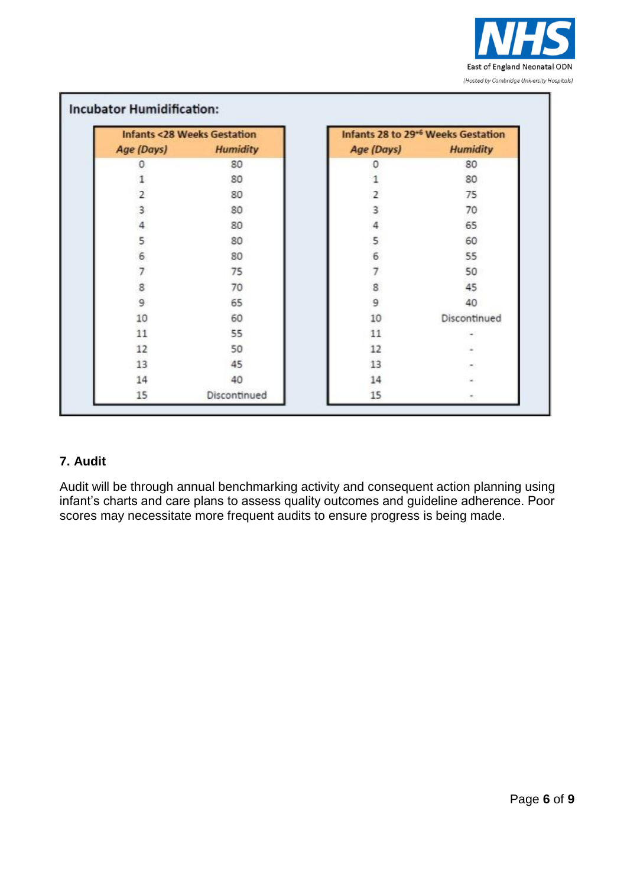### Incubator Humidification:

| Infants <28 Weeks Gestation | |
|---|---|
| *Age (Days)* | *Humidity* |
| 0 | 80 |
| 1 | 80 |
| 2 | 80 |
| 3 | 80 |
| 4 | 80 |
| 5 | 80 |
| 6 | 80 |
| 7 | 75 |
| 8 | 70 |
| 9 | 65 |
| 10 | 60 |
| 11 | 55 |
| 12 | 50 |
| 13 | 45 |
| 14 | 40 |
| 15 | Discontinued |

| Infants 28 to 29$^{+6}$ Weeks Gestation | |
|---|---|
| *Age (Days)* | *Humidity* |
| 0 | 80 |
| 1 | 80 |
| 2 | 75 |
| 3 | 70 |
| 4 | 65 |
| 5 | 60 |
| 6 | 55 |
| 7 | 50 |
| 8 | 45 |
| 9 | 40 |
| 10 | Discontinued |
| 11 | - |
| 12 | - |
| 13 | - |
| 14 | - |
| 15 | - |

## 7. Audit

Audit will be through annual benchmarking activity and consequent action planning using infant's charts and care plans to assess quality outcomes and guideline adherence. Poor scores may necessitate more frequent audits to ensure progress is being made.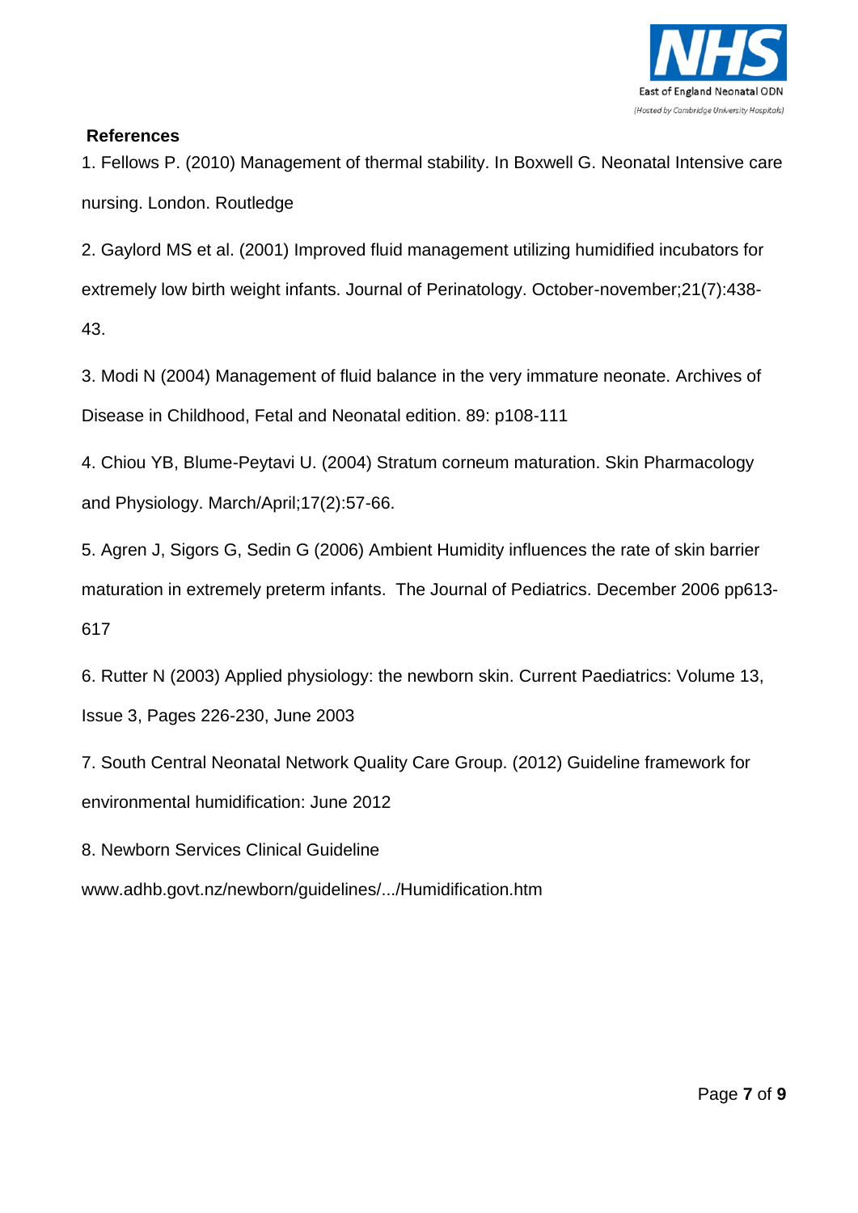**References**

1. Fellows P. (2010) Management of thermal stability. In Boxwell G. Neonatal Intensive care nursing. London. Routledge

2. Gaylord MS et al. (2001) Improved fluid management utilizing humidified incubators for extremely low birth weight infants. Journal of Perinatology. October-november;21(7):438-43.

3. Modi N (2004) Management of fluid balance in the very immature neonate. Archives of Disease in Childhood, Fetal and Neonatal edition. 89: p108-111

4. Chiou YB, Blume-Peytavi U. (2004) Stratum corneum maturation. Skin Pharmacology and Physiology. March/April;17(2):57-66.

5. Agren J, Sigors G, Sedin G (2006) Ambient Humidity influences the rate of skin barrier maturation in extremely preterm infants. The Journal of Pediatrics. December 2006 pp613-617

6. Rutter N (2003) Applied physiology: the newborn skin. Current Paediatrics: Volume 13, Issue 3, Pages 226-230, June 2003

7. South Central Neonatal Network Quality Care Group. (2012) Guideline framework for environmental humidification: June 2012

8. Newborn Services Clinical Guideline www.adhb.govt.nz/newborn/guidelines/.../Humidification.htm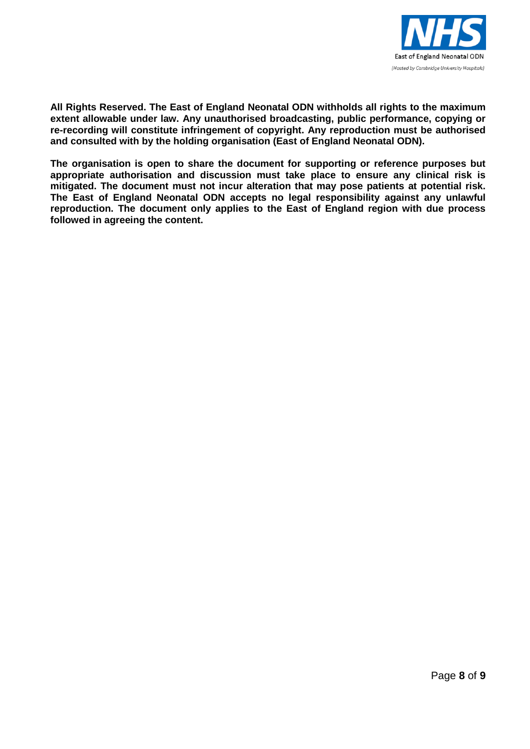**All Rights Reserved. The East of England Neonatal ODN withholds all rights to the maximum extent allowable under law. Any unauthorised broadcasting, public performance, copying or re-recording will constitute infringement of copyright. Any reproduction must be authorised and consulted with by the holding organisation (East of England Neonatal ODN).**

**The organisation is open to share the document for supporting or reference purposes but appropriate authorisation and discussion must take place to ensure any clinical risk is mitigated. The document must not incur alteration that may pose patients at potential risk. The East of England Neonatal ODN accepts no legal responsibility against any unlawful reproduction. The document only applies to the East of England region with due process followed in agreeing the content.**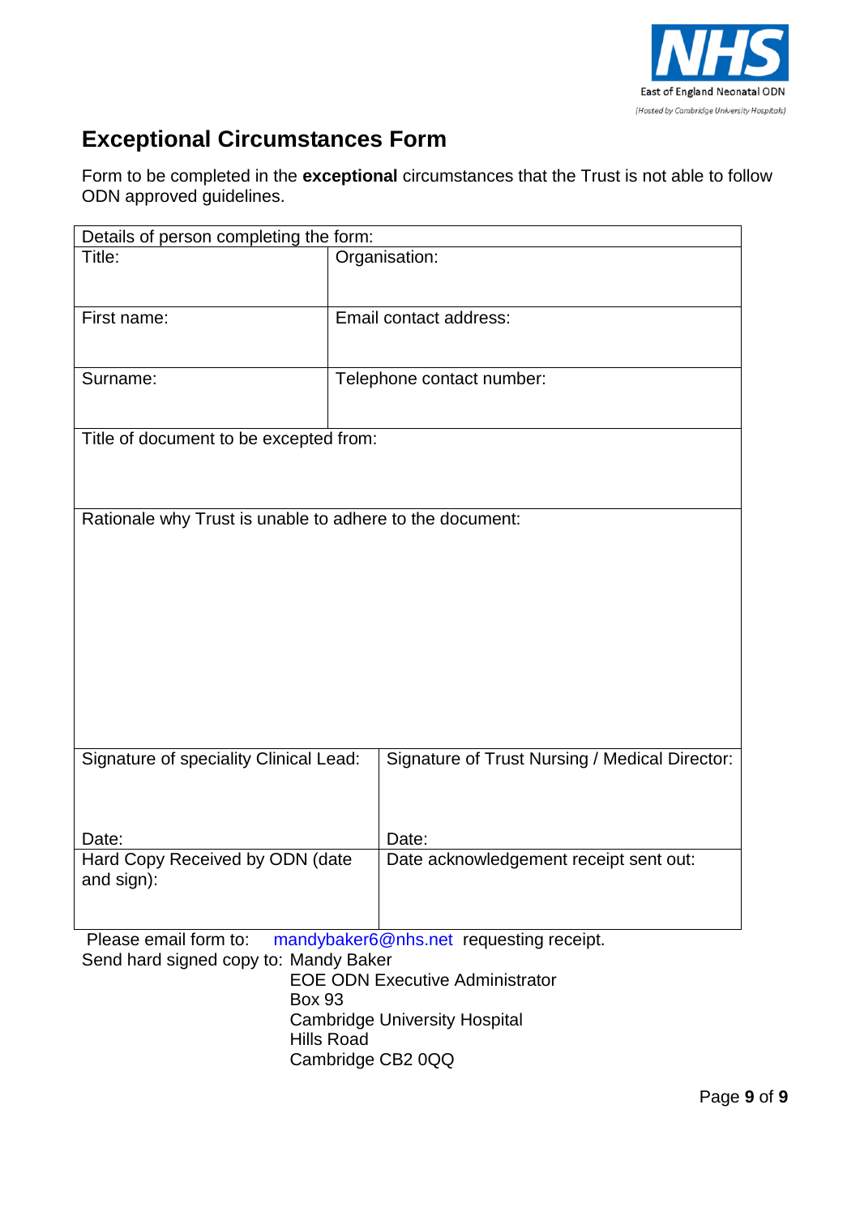NHS
East of England Neonatal ODN
(Hosted by Cambridge University Hospitals)

# Exceptional Circumstances Form

Form to be completed in the **exceptional** circumstances that the Trust is not able to follow ODN approved guidelines.

| Details of person completing the form: | |
|---|---|
| Title: | Organisation: |
| First name: | Email contact address: |
| Surname: | Telephone contact number: |
| Title of document to be excepted from: | |
| Rationale why Trust is unable to adhere to the document: | |
| Signature of speciality Clinical Lead:<br><br>Date: | Signature of Trust Nursing / Medical Director:<br><br>Date: |
| Hard Copy Received by ODN (date and sign): | Date acknowledgement receipt sent out: |

Please email form to: mandybaker6@nhs.net requesting receipt.

Send hard signed copy to: Mandy Baker
EOE ODN Executive Administrator
Box 93
Cambridge University Hospital
Hills Road
Cambridge CB2 0QQ